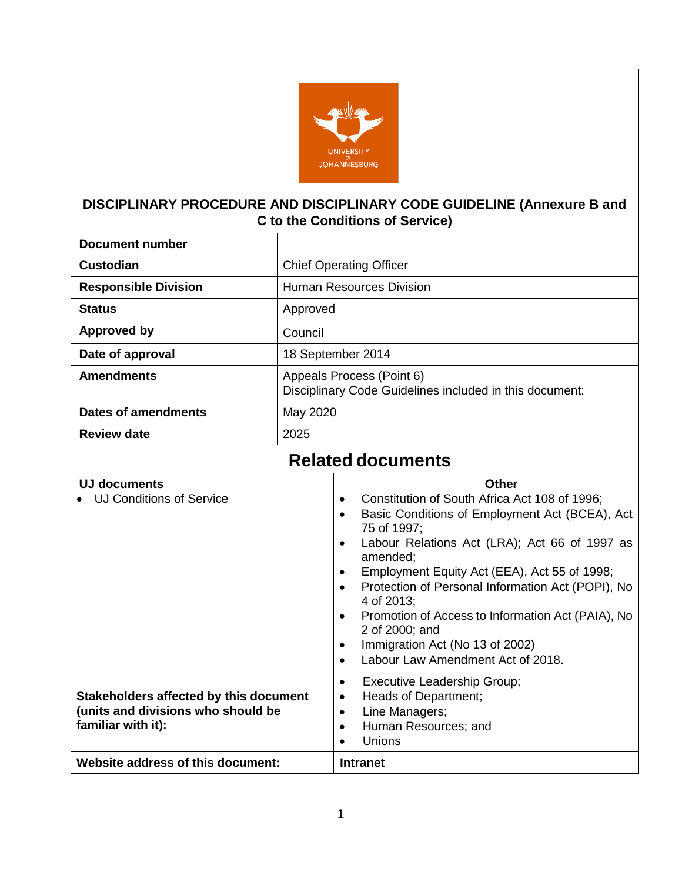# DISCIPLINARY PROCEDURE AND DISCIPLINARY CODE GUIDELINE (Annexure B and C to the Conditions of Service)

| Document number | |
|---|---|
| Custodian | Chief Operating Officer |
| Responsible Division | Human Resources Division |
| Status | Approved |
| Approved by | Council |
| Date of approval | 18 September 2014 |
| Amendments | Appeals Process (Point 6)<br>Disciplinary Code Guidelines included in this document: |
| Dates of amendments | May 2020 |
| Review date | 2025 |

## Related documents

| UJ documents | Other |
|---|---|
| • UJ Conditions of Service | • Constitution of South Africa Act 108 of 1996;<br>• Basic Conditions of Employment Act (BCEA), Act 75 of 1997;<br>• Labour Relations Act (LRA); Act 66 of 1997 as amended;<br>• Employment Equity Act (EEA), Act 55 of 1998;<br>• Protection of Personal Information Act (POPI), No 4 of 2013;<br>• Promotion of Access to Information Act (PAIA), No 2 of 2000; and<br>• Immigration Act (No 13 of 2002)<br>• Labour Law Amendment Act of 2018. |
| **Stakeholders affected by this document (units and divisions who should be familiar with it):** | • Executive Leadership Group;<br>• Heads of Department;<br>• Line Managers;<br>• Human Resources; and<br>• Unions |
| **Website address of this document:** | **Intranet** |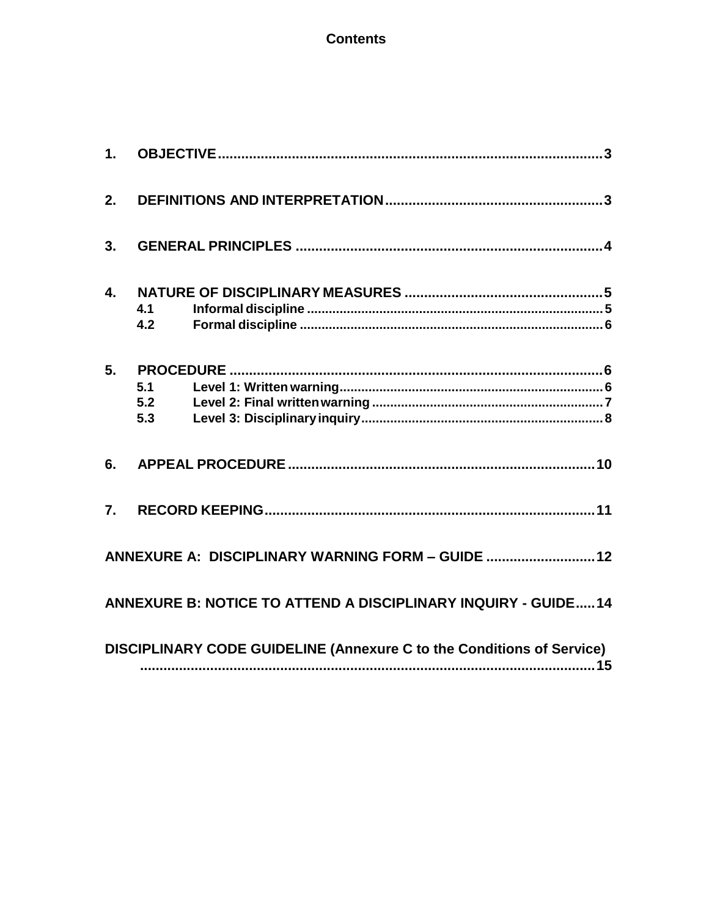# Contents

1. **OBJECTIVE** ..... 3
2. **DEFINITIONS AND INTERPRETATION** ..... 3
3. **GENERAL PRINCIPLES** ..... 4
4. **NATURE OF DISCIPLINARY MEASURES** ..... 5
   - 4.1 **Informal discipline** ..... 5
   - 4.2 **Formal discipline** ..... 6
5. **PROCEDURE** ..... 6
   - 5.1 **Level 1: Written warning** ..... 6
   - 5.2 **Level 2: Final written warning** ..... 7
   - 5.3 **Level 3: Disciplinary inquiry** ..... 8
6. **APPEAL PROCEDURE** ..... 10
7. **RECORD KEEPING** ..... 11

**ANNEXURE A: DISCIPLINARY WARNING FORM – GUIDE** ..... 12

**ANNEXURE B: NOTICE TO ATTEND A DISCIPLINARY INQUIRY - GUIDE** ..... 14

**DISCIPLINARY CODE GUIDELINE (Annexure C to the Conditions of Service)** ..... 15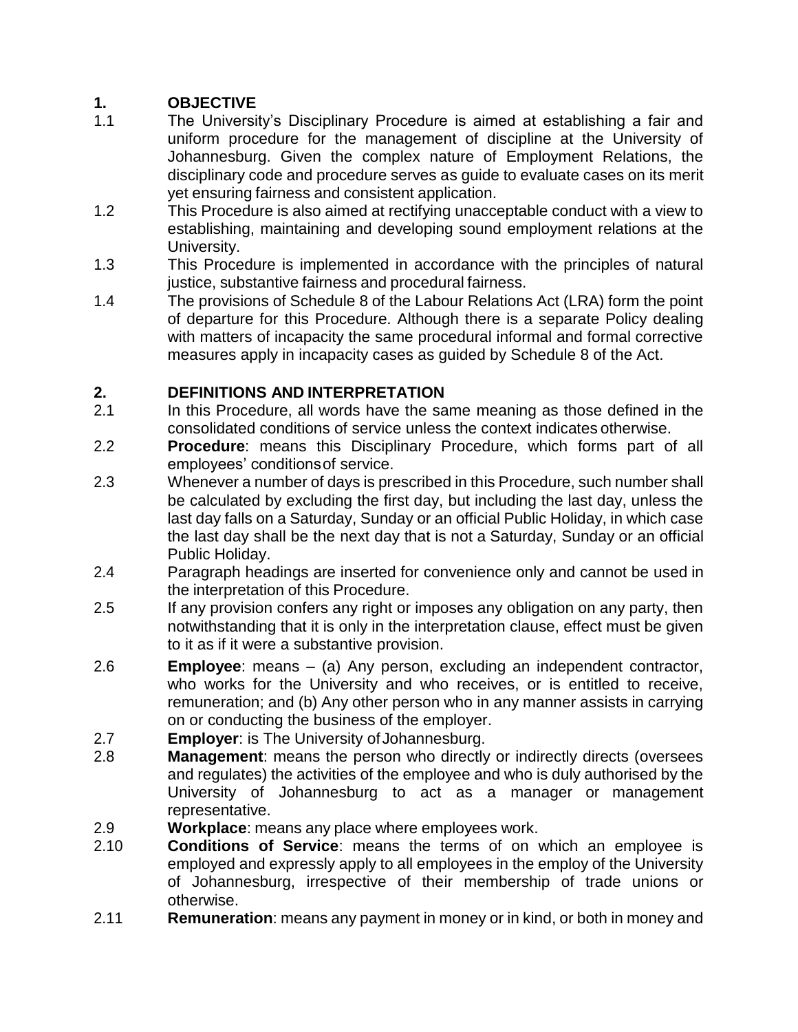## 1. OBJECTIVE

1.1 The University's Disciplinary Procedure is aimed at establishing a fair and uniform procedure for the management of discipline at the University of Johannesburg. Given the complex nature of Employment Relations, the disciplinary code and procedure serves as guide to evaluate cases on its merit yet ensuring fairness and consistent application.

1.2 This Procedure is also aimed at rectifying unacceptable conduct with a view to establishing, maintaining and developing sound employment relations at the University.

1.3 This Procedure is implemented in accordance with the principles of natural justice, substantive fairness and procedural fairness.

1.4 The provisions of Schedule 8 of the Labour Relations Act (LRA) form the point of departure for this Procedure. Although there is a separate Policy dealing with matters of incapacity the same procedural informal and formal corrective measures apply in incapacity cases as guided by Schedule 8 of the Act.

## 2. DEFINITIONS AND INTERPRETATION

2.1 In this Procedure, all words have the same meaning as those defined in the consolidated conditions of service unless the context indicates otherwise.

2.2 **Procedure**: means this Disciplinary Procedure, which forms part of all employees' conditions of service.

2.3 Whenever a number of days is prescribed in this Procedure, such number shall be calculated by excluding the first day, but including the last day, unless the last day falls on a Saturday, Sunday or an official Public Holiday, in which case the last day shall be the next day that is not a Saturday, Sunday or an official Public Holiday.

2.4 Paragraph headings are inserted for convenience only and cannot be used in the interpretation of this Procedure.

2.5 If any provision confers any right or imposes any obligation on any party, then notwithstanding that it is only in the interpretation clause, effect must be given to it as if it were a substantive provision.

2.6 **Employee**: means – (a) Any person, excluding an independent contractor, who works for the University and who receives, or is entitled to receive, remuneration; and (b) Any other person who in any manner assists in carrying on or conducting the business of the employer.

2.7 **Employer**: is The University of Johannesburg.

2.8 **Management**: means the person who directly or indirectly directs (oversees and regulates) the activities of the employee and who is duly authorised by the University of Johannesburg to act as a manager or management representative.

2.9 **Workplace**: means any place where employees work.

2.10 **Conditions of Service**: means the terms of on which an employee is employed and expressly apply to all employees in the employ of the University of Johannesburg, irrespective of their membership of trade unions or otherwise.

2.11 **Remuneration**: means any payment in money or in kind, or both in money and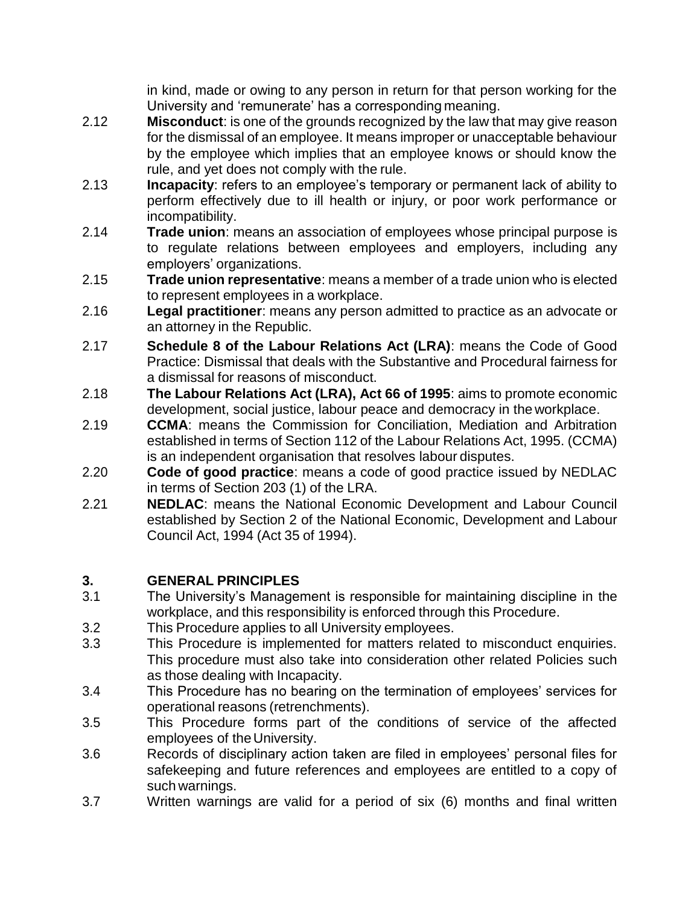in kind, made or owing to any person in return for that person working for the University and 'remunerate' has a corresponding meaning.

2.12 **Misconduct**: is one of the grounds recognized by the law that may give reason for the dismissal of an employee. It means improper or unacceptable behaviour by the employee which implies that an employee knows or should know the rule, and yet does not comply with the rule.

2.13 **Incapacity**: refers to an employee's temporary or permanent lack of ability to perform effectively due to ill health or injury, or poor work performance or incompatibility.

2.14 **Trade union**: means an association of employees whose principal purpose is to regulate relations between employees and employers, including any employers' organizations.

2.15 **Trade union representative**: means a member of a trade union who is elected to represent employees in a workplace.

2.16 **Legal practitioner**: means any person admitted to practice as an advocate or an attorney in the Republic.

2.17 **Schedule 8 of the Labour Relations Act (LRA)**: means the Code of Good Practice: Dismissal that deals with the Substantive and Procedural fairness for a dismissal for reasons of misconduct.

2.18 **The Labour Relations Act (LRA), Act 66 of 1995**: aims to promote economic development, social justice, labour peace and democracy in the workplace.

2.19 **CCMA**: means the Commission for Conciliation, Mediation and Arbitration established in terms of Section 112 of the Labour Relations Act, 1995. (CCMA) is an independent organisation that resolves labour disputes.

2.20 **Code of good practice**: means a code of good practice issued by NEDLAC in terms of Section 203 (1) of the LRA.

2.21 **NEDLAC**: means the National Economic Development and Labour Council established by Section 2 of the National Economic, Development and Labour Council Act, 1994 (Act 35 of 1994).

## 3. GENERAL PRINCIPLES

3.1 The University's Management is responsible for maintaining discipline in the workplace, and this responsibility is enforced through this Procedure.

3.2 This Procedure applies to all University employees.

3.3 This Procedure is implemented for matters related to misconduct enquiries. This procedure must also take into consideration other related Policies such as those dealing with Incapacity.

3.4 This Procedure has no bearing on the termination of employees' services for operational reasons (retrenchments).

3.5 This Procedure forms part of the conditions of service of the affected employees of the University.

3.6 Records of disciplinary action taken are filed in employees' personal files for safekeeping and future references and employees are entitled to a copy of such warnings.

3.7 Written warnings are valid for a period of six (6) months and final written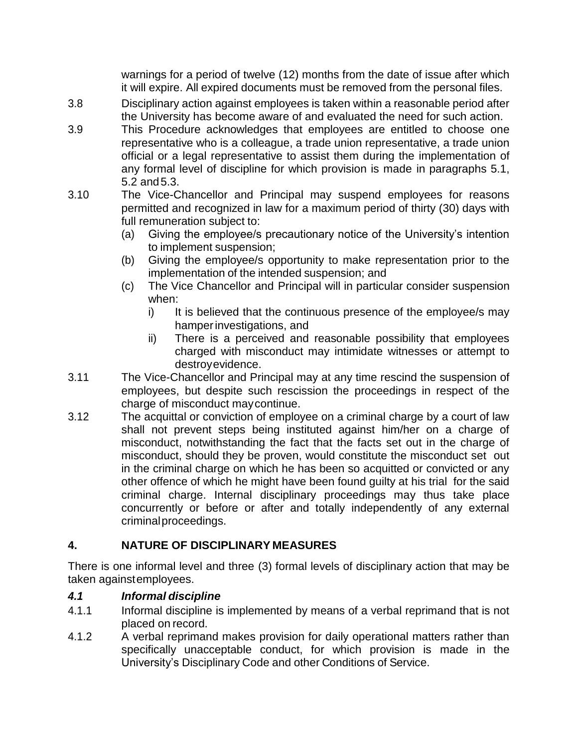warnings for a period of twelve (12) months from the date of issue after which it will expire. All expired documents must be removed from the personal files.

3.8 Disciplinary action against employees is taken within a reasonable period after the University has become aware of and evaluated the need for such action.

3.9 This Procedure acknowledges that employees are entitled to choose one representative who is a colleague, a trade union representative, a trade union official or a legal representative to assist them during the implementation of any formal level of discipline for which provision is made in paragraphs 5.1, 5.2 and 5.3.

3.10 The Vice-Chancellor and Principal may suspend employees for reasons permitted and recognized in law for a maximum period of thirty (30) days with full remuneration subject to:

- (a) Giving the employee/s precautionary notice of the University's intention to implement suspension;
- (b) Giving the employee/s opportunity to make representation prior to the implementation of the intended suspension; and
- (c) The Vice Chancellor and Principal will in particular consider suspension when:
  - i) It is believed that the continuous presence of the employee/s may hamper investigations, and
  - ii) There is a perceived and reasonable possibility that employees charged with misconduct may intimidate witnesses or attempt to destroy evidence.

3.11 The Vice-Chancellor and Principal may at any time rescind the suspension of employees, but despite such rescission the proceedings in respect of the charge of misconduct may continue.

3.12 The acquittal or conviction of employee on a criminal charge by a court of law shall not prevent steps being instituted against him/her on a charge of misconduct, notwithstanding the fact that the facts set out in the charge of misconduct, should they be proven, would constitute the misconduct set out in the criminal charge on which he has been so acquitted or convicted or any other offence of which he might have been found guilty at his trial for the said criminal charge. Internal disciplinary proceedings may thus take place concurrently or before or after and totally independently of any external criminal proceedings.

## 4. NATURE OF DISCIPLINARY MEASURES

There is one informal level and three (3) formal levels of disciplinary action that may be taken against employees.

### *4.1 Informal discipline*

4.1.1 Informal discipline is implemented by means of a verbal reprimand that is not placed on record.

4.1.2 A verbal reprimand makes provision for daily operational matters rather than specifically unacceptable conduct, for which provision is made in the University's Disciplinary Code and other Conditions of Service.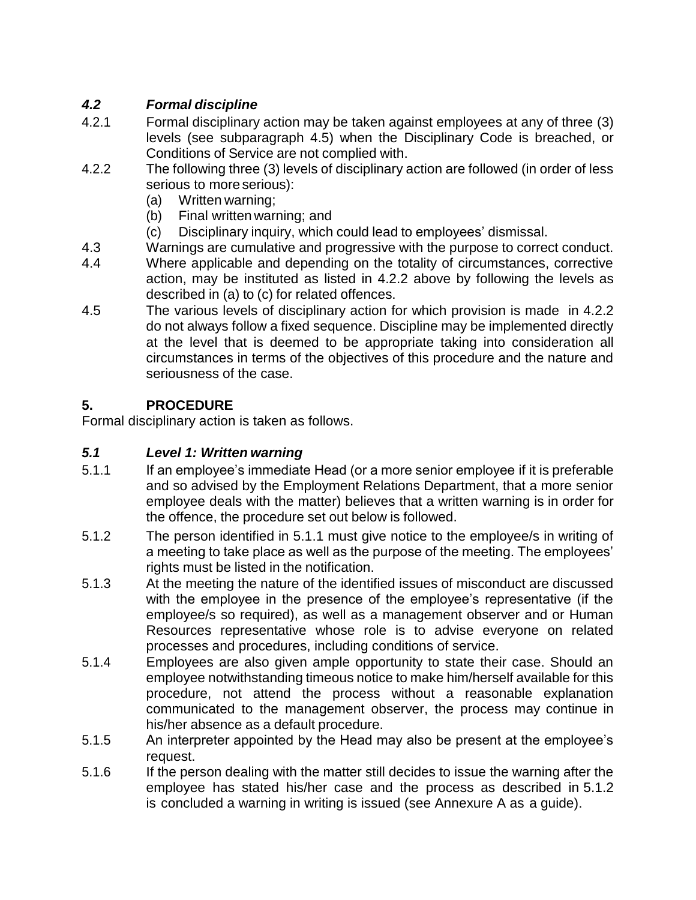### *4.2 Formal discipline*

4.2.1 Formal disciplinary action may be taken against employees at any of three (3) levels (see subparagraph 4.5) when the Disciplinary Code is breached, or Conditions of Service are not complied with.

4.2.2 The following three (3) levels of disciplinary action are followed (in order of less serious to more serious):

(a) Written warning;
(b) Final written warning; and
(c) Disciplinary inquiry, which could lead to employees' dismissal.

4.3 Warnings are cumulative and progressive with the purpose to correct conduct.

4.4 Where applicable and depending on the totality of circumstances, corrective action, may be instituted as listed in 4.2.2 above by following the levels as described in (a) to (c) for related offences.

4.5 The various levels of disciplinary action for which provision is made in 4.2.2 do not always follow a fixed sequence. Discipline may be implemented directly at the level that is deemed to be appropriate taking into consideration all circumstances in terms of the objectives of this procedure and the nature and seriousness of the case.

## **5. PROCEDURE**

Formal disciplinary action is taken as follows.

### *5.1 Level 1: Written warning*

5.1.1 If an employee's immediate Head (or a more senior employee if it is preferable and so advised by the Employment Relations Department, that a more senior employee deals with the matter) believes that a written warning is in order for the offence, the procedure set out below is followed.

5.1.2 The person identified in 5.1.1 must give notice to the employee/s in writing of a meeting to take place as well as the purpose of the meeting. The employees' rights must be listed in the notification.

5.1.3 At the meeting the nature of the identified issues of misconduct are discussed with the employee in the presence of the employee's representative (if the employee/s so required), as well as a management observer and or Human Resources representative whose role is to advise everyone on related processes and procedures, including conditions of service.

5.1.4 Employees are also given ample opportunity to state their case. Should an employee notwithstanding timeous notice to make him/herself available for this procedure, not attend the process without a reasonable explanation communicated to the management observer, the process may continue in his/her absence as a default procedure.

5.1.5 An interpreter appointed by the Head may also be present at the employee's request.

5.1.6 If the person dealing with the matter still decides to issue the warning after the employee has stated his/her case and the process as described in 5.1.2 is concluded a warning in writing is issued (see Annexure A as a guide).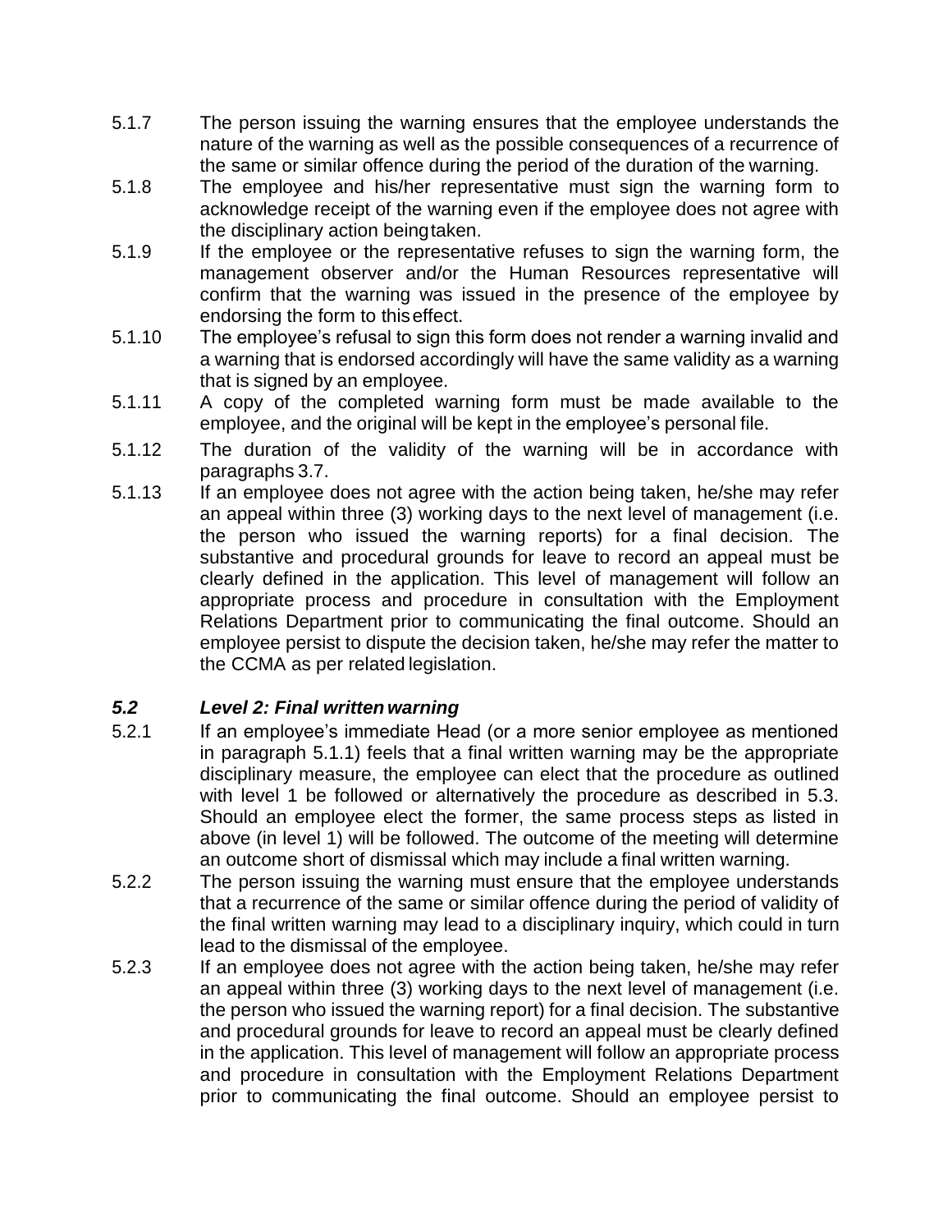5.1.7 The person issuing the warning ensures that the employee understands the nature of the warning as well as the possible consequences of a recurrence of the same or similar offence during the period of the duration of the warning.

5.1.8 The employee and his/her representative must sign the warning form to acknowledge receipt of the warning even if the employee does not agree with the disciplinary action being taken.

5.1.9 If the employee or the representative refuses to sign the warning form, the management observer and/or the Human Resources representative will confirm that the warning was issued in the presence of the employee by endorsing the form to this effect.

5.1.10 The employee's refusal to sign this form does not render a warning invalid and a warning that is endorsed accordingly will have the same validity as a warning that is signed by an employee.

5.1.11 A copy of the completed warning form must be made available to the employee, and the original will be kept in the employee's personal file.

5.1.12 The duration of the validity of the warning will be in accordance with paragraphs 3.7.

5.1.13 If an employee does not agree with the action being taken, he/she may refer an appeal within three (3) working days to the next level of management (i.e. the person who issued the warning reports) for a final decision. The substantive and procedural grounds for leave to record an appeal must be clearly defined in the application. This level of management will follow an appropriate process and procedure in consultation with the Employment Relations Department prior to communicating the final outcome. Should an employee persist to dispute the decision taken, he/she may refer the matter to the CCMA as per related legislation.

### *5.2 Level 2: Final written warning*

5.2.1 If an employee's immediate Head (or a more senior employee as mentioned in paragraph 5.1.1) feels that a final written warning may be the appropriate disciplinary measure, the employee can elect that the procedure as outlined with level 1 be followed or alternatively the procedure as described in 5.3. Should an employee elect the former, the same process steps as listed in above (in level 1) will be followed. The outcome of the meeting will determine an outcome short of dismissal which may include a final written warning.

5.2.2 The person issuing the warning must ensure that the employee understands that a recurrence of the same or similar offence during the period of validity of the final written warning may lead to a disciplinary inquiry, which could in turn lead to the dismissal of the employee.

5.2.3 If an employee does not agree with the action being taken, he/she may refer an appeal within three (3) working days to the next level of management (i.e. the person who issued the warning report) for a final decision. The substantive and procedural grounds for leave to record an appeal must be clearly defined in the application. This level of management will follow an appropriate process and procedure in consultation with the Employment Relations Department prior to communicating the final outcome. Should an employee persist to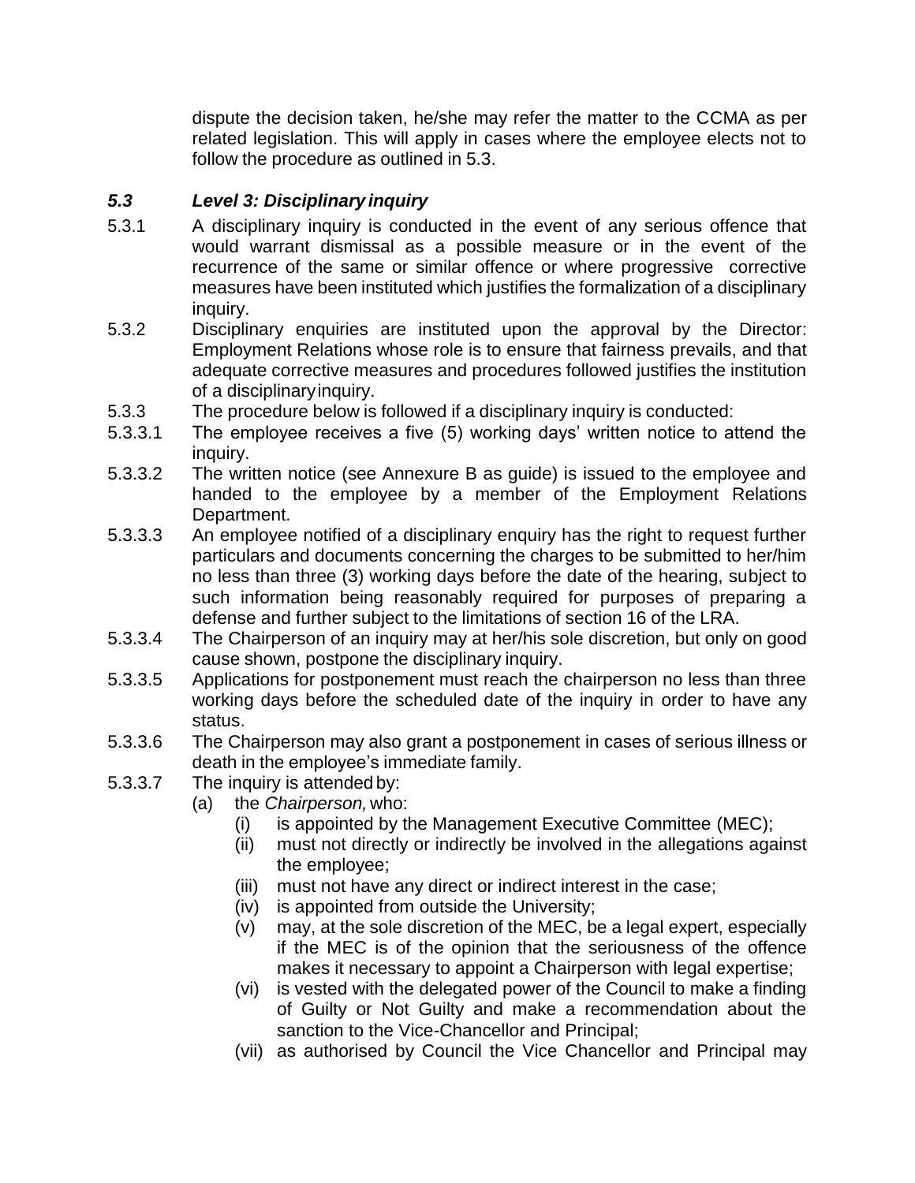dispute the decision taken, he/she may refer the matter to the CCMA as per related legislation. This will apply in cases where the employee elects not to follow the procedure as outlined in 5.3.

### *5.3 Level 3: Disciplinary inquiry*

5.3.1 A disciplinary inquiry is conducted in the event of any serious offence that would warrant dismissal as a possible measure or in the event of the recurrence of the same or similar offence or where progressive corrective measures have been instituted which justifies the formalization of a disciplinary inquiry.

5.3.2 Disciplinary enquiries are instituted upon the approval by the Director: Employment Relations whose role is to ensure that fairness prevails, and that adequate corrective measures and procedures followed justifies the institution of a disciplinary inquiry.

5.3.3 The procedure below is followed if a disciplinary inquiry is conducted:

5.3.3.1 The employee receives a five (5) working days' written notice to attend the inquiry.

5.3.3.2 The written notice (see Annexure B as guide) is issued to the employee and handed to the employee by a member of the Employment Relations Department.

5.3.3.3 An employee notified of a disciplinary enquiry has the right to request further particulars and documents concerning the charges to be submitted to her/him no less than three (3) working days before the date of the hearing, subject to such information being reasonably required for purposes of preparing a defense and further subject to the limitations of section 16 of the LRA.

5.3.3.4 The Chairperson of an inquiry may at her/his sole discretion, but only on good cause shown, postpone the disciplinary inquiry.

5.3.3.5 Applications for postponement must reach the chairperson no less than three working days before the scheduled date of the inquiry in order to have any status.

5.3.3.6 The Chairperson may also grant a postponement in cases of serious illness or death in the employee's immediate family.

5.3.3.7 The inquiry is attended by:

(a) the *Chairperson,* who:

(i) is appointed by the Management Executive Committee (MEC);

(ii) must not directly or indirectly be involved in the allegations against the employee;

(iii) must not have any direct or indirect interest in the case;

(iv) is appointed from outside the University;

(v) may, at the sole discretion of the MEC, be a legal expert, especially if the MEC is of the opinion that the seriousness of the offence makes it necessary to appoint a Chairperson with legal expertise;

(vi) is vested with the delegated power of the Council to make a finding of Guilty or Not Guilty and make a recommendation about the sanction to the Vice-Chancellor and Principal;

(vii) as authorised by Council the Vice Chancellor and Principal may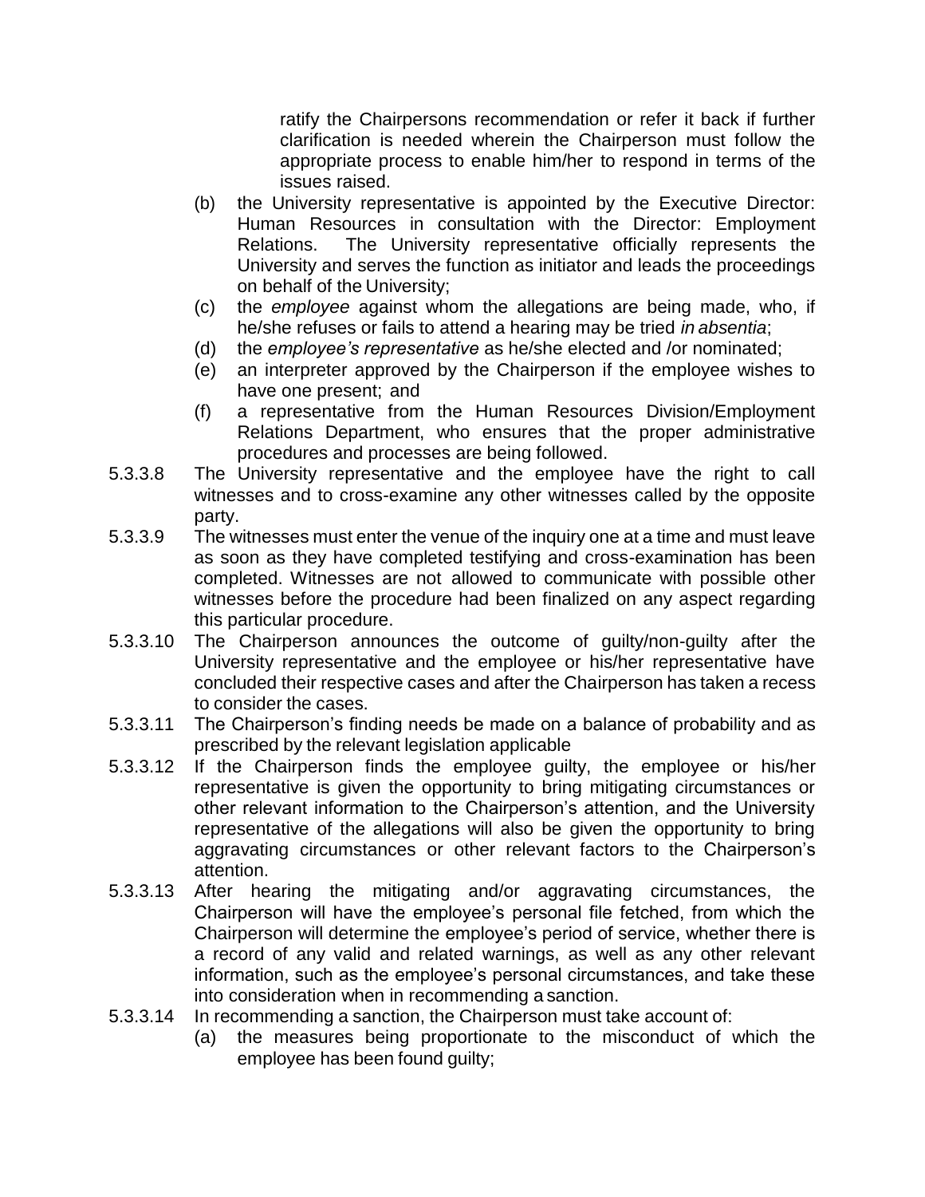ratify the Chairpersons recommendation or refer it back if further clarification is needed wherein the Chairperson must follow the appropriate process to enable him/her to respond in terms of the issues raised.

(b) the University representative is appointed by the Executive Director: Human Resources in consultation with the Director: Employment Relations. The University representative officially represents the University and serves the function as initiator and leads the proceedings on behalf of the University;

(c) the *employee* against whom the allegations are being made, who, if he/she refuses or fails to attend a hearing may be tried *in absentia*;

(d) the *employee's representative* as he/she elected and /or nominated;

(e) an interpreter approved by the Chairperson if the employee wishes to have one present; and

(f) a representative from the Human Resources Division/Employment Relations Department, who ensures that the proper administrative procedures and processes are being followed.

5.3.3.8 The University representative and the employee have the right to call witnesses and to cross-examine any other witnesses called by the opposite party.

5.3.3.9 The witnesses must enter the venue of the inquiry one at a time and must leave as soon as they have completed testifying and cross-examination has been completed. Witnesses are not allowed to communicate with possible other witnesses before the procedure had been finalized on any aspect regarding this particular procedure.

5.3.3.10 The Chairperson announces the outcome of guilty/non-guilty after the University representative and the employee or his/her representative have concluded their respective cases and after the Chairperson has taken a recess to consider the cases.

5.3.3.11 The Chairperson's finding needs be made on a balance of probability and as prescribed by the relevant legislation applicable

5.3.3.12 If the Chairperson finds the employee guilty, the employee or his/her representative is given the opportunity to bring mitigating circumstances or other relevant information to the Chairperson's attention, and the University representative of the allegations will also be given the opportunity to bring aggravating circumstances or other relevant factors to the Chairperson's attention.

5.3.3.13 After hearing the mitigating and/or aggravating circumstances, the Chairperson will have the employee's personal file fetched, from which the Chairperson will determine the employee's period of service, whether there is a record of any valid and related warnings, as well as any other relevant information, such as the employee's personal circumstances, and take these into consideration when in recommending a sanction.

5.3.3.14 In recommending a sanction, the Chairperson must take account of:

(a) the measures being proportionate to the misconduct of which the employee has been found guilty;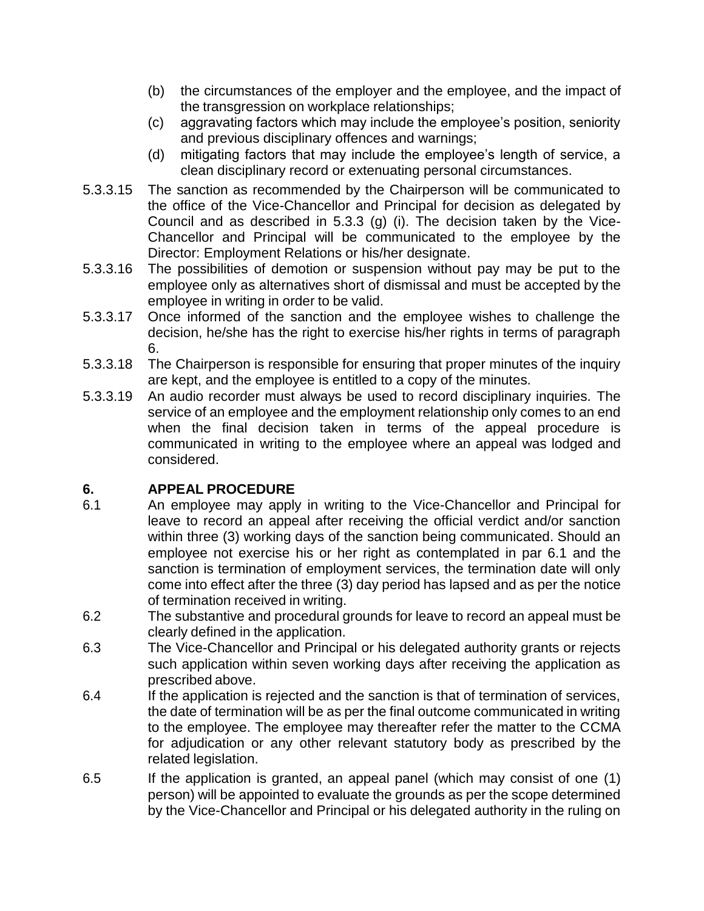(b) the circumstances of the employer and the employee, and the impact of the transgression on workplace relationships;

(c) aggravating factors which may include the employee's position, seniority and previous disciplinary offences and warnings;

(d) mitigating factors that may include the employee's length of service, a clean disciplinary record or extenuating personal circumstances.

5.3.3.15 The sanction as recommended by the Chairperson will be communicated to the office of the Vice-Chancellor and Principal for decision as delegated by Council and as described in 5.3.3 (g) (i). The decision taken by the Vice-Chancellor and Principal will be communicated to the employee by the Director: Employment Relations or his/her designate.

5.3.3.16 The possibilities of demotion or suspension without pay may be put to the employee only as alternatives short of dismissal and must be accepted by the employee in writing in order to be valid.

5.3.3.17 Once informed of the sanction and the employee wishes to challenge the decision, he/she has the right to exercise his/her rights in terms of paragraph 6.

5.3.3.18 The Chairperson is responsible for ensuring that proper minutes of the inquiry are kept, and the employee is entitled to a copy of the minutes.

5.3.3.19 An audio recorder must always be used to record disciplinary inquiries. The service of an employee and the employment relationship only comes to an end when the final decision taken in terms of the appeal procedure is communicated in writing to the employee where an appeal was lodged and considered.

## 6. APPEAL PROCEDURE

6.1 An employee may apply in writing to the Vice-Chancellor and Principal for leave to record an appeal after receiving the official verdict and/or sanction within three (3) working days of the sanction being communicated. Should an employee not exercise his or her right as contemplated in par 6.1 and the sanction is termination of employment services, the termination date will only come into effect after the three (3) day period has lapsed and as per the notice of termination received in writing.

6.2 The substantive and procedural grounds for leave to record an appeal must be clearly defined in the application.

6.3 The Vice-Chancellor and Principal or his delegated authority grants or rejects such application within seven working days after receiving the application as prescribed above.

6.4 If the application is rejected and the sanction is that of termination of services, the date of termination will be as per the final outcome communicated in writing to the employee. The employee may thereafter refer the matter to the CCMA for adjudication or any other relevant statutory body as prescribed by the related legislation.

6.5 If the application is granted, an appeal panel (which may consist of one (1) person) will be appointed to evaluate the grounds as per the scope determined by the Vice-Chancellor and Principal or his delegated authority in the ruling on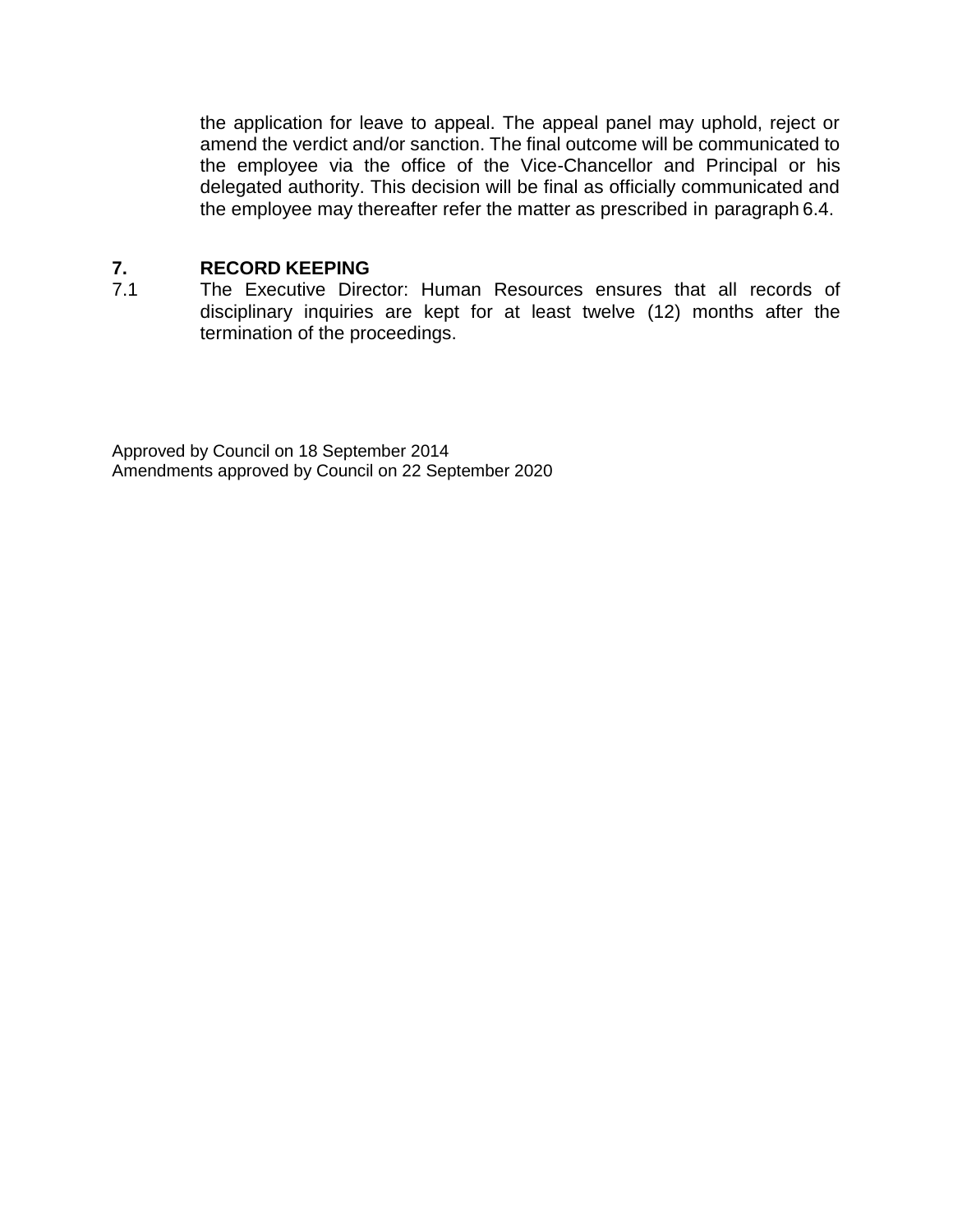the application for leave to appeal. The appeal panel may uphold, reject or amend the verdict and/or sanction. The final outcome will be communicated to the employee via the office of the Vice-Chancellor and Principal or his delegated authority. This decision will be final as officially communicated and the employee may thereafter refer the matter as prescribed in paragraph 6.4.

## 7. RECORD KEEPING

7.1 The Executive Director: Human Resources ensures that all records of disciplinary inquiries are kept for at least twelve (12) months after the termination of the proceedings.

Approved by Council on 18 September 2014
Amendments approved by Council on 22 September 2020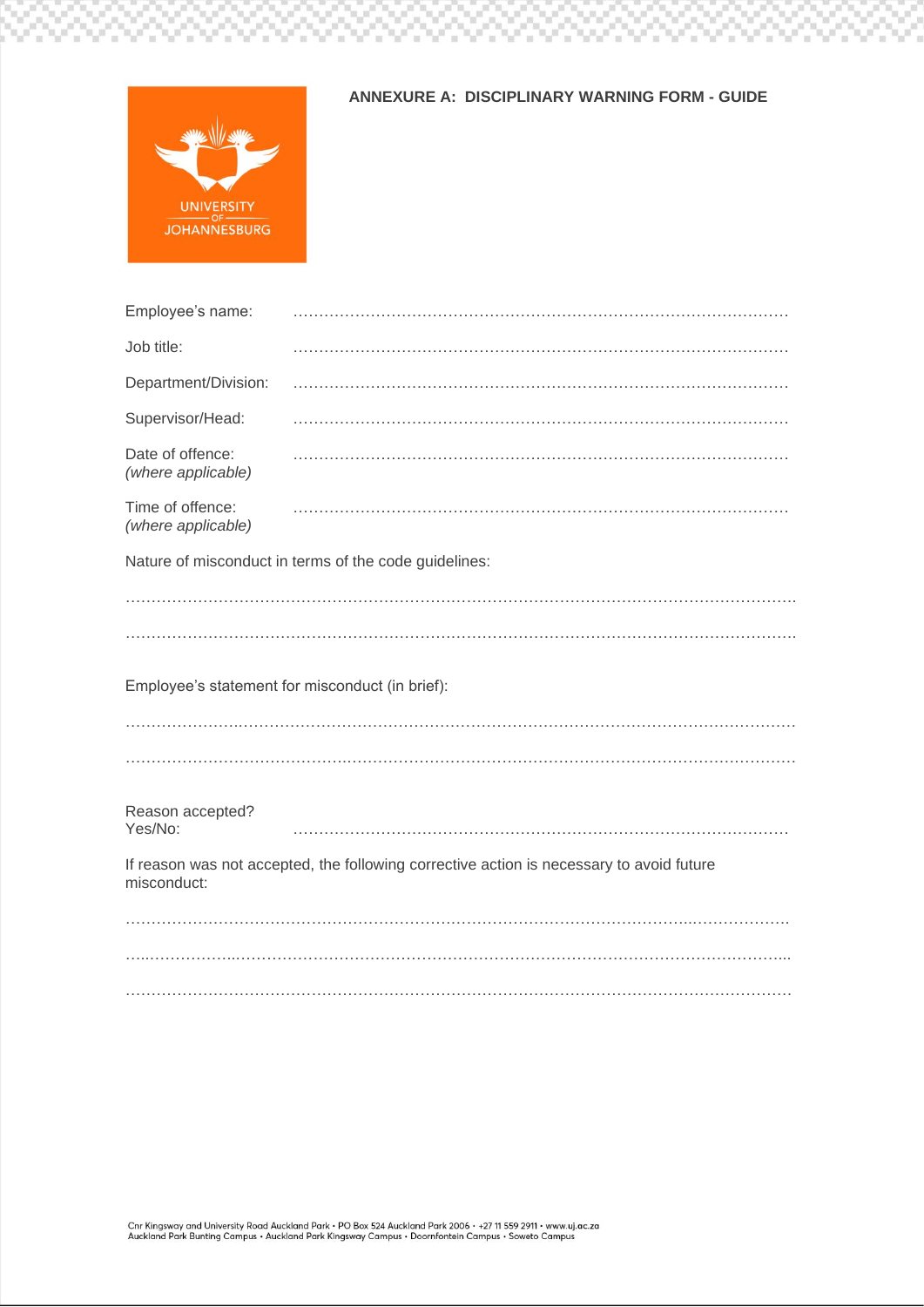## ANNEXURE A: DISCIPLINARY WARNING FORM - GUIDE

Employee's name: …………………………………………………………………………………

Job title: …………………………………………………………………………………

Department/Division: …………………………………………………………………………………

Supervisor/Head: …………………………………………………………………………………

Date of offence: *(where applicable)* …………………………………………………………………………………

Time of offence: *(where applicable)* …………………………………………………………………………………

Nature of misconduct in terms of the code guidelines:

……………………………………………………………………………………………………………………

……………………………………………………………………………………………………………………

Employee's statement for misconduct (in brief):

……………………………………………………………………………………………………………………

……………………………………………………………………………………………………………………

Reason accepted? Yes/No: …………………………………………………………………………………

If reason was not accepted, the following corrective action is necessary to avoid future misconduct:

……………………………………………………………………………………………………………………

……………………………………………………………………………………………………………………

……………………………………………………………………………………………………………………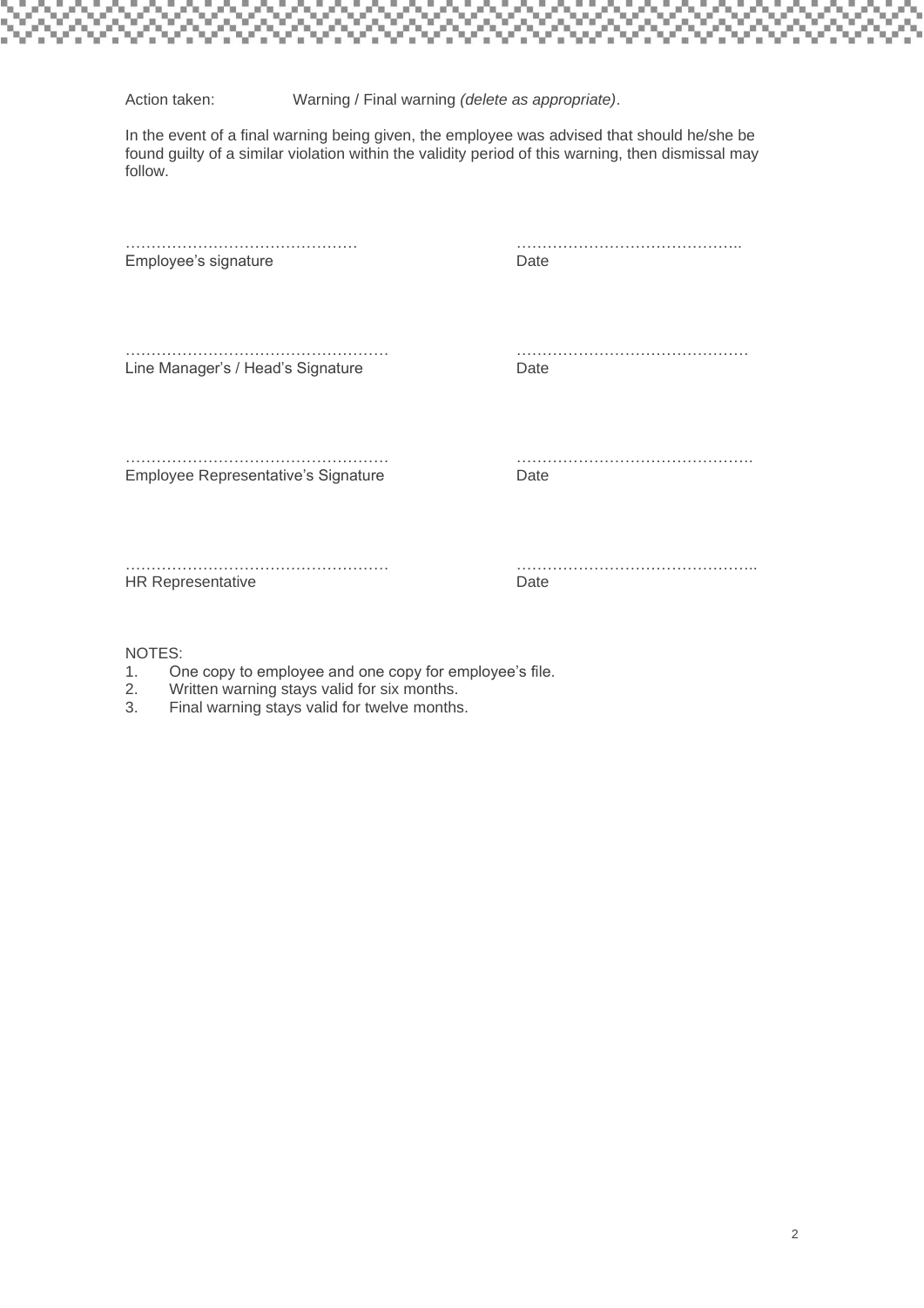Action taken: Warning / Final warning *(delete as appropriate)*.

In the event of a final warning being given, the employee was advised that should he/she be found guilty of a similar violation within the validity period of this warning, then dismissal may follow.

| | |
|---|---|
| ……………………………………… | …………………………………….. |
| Employee's signature | Date |
| …………………………………………… | ……………………………………… |
| Line Manager's / Head's Signature | Date |
| …………………………………………… | ………………………………………. |
| Employee Representative's Signature | Date |
| …………………………………………… | ……………………………………….. |
| HR Representative | Date |

NOTES:

1. One copy to employee and one copy for employee's file.
2. Written warning stays valid for six months.
3. Final warning stays valid for twelve months.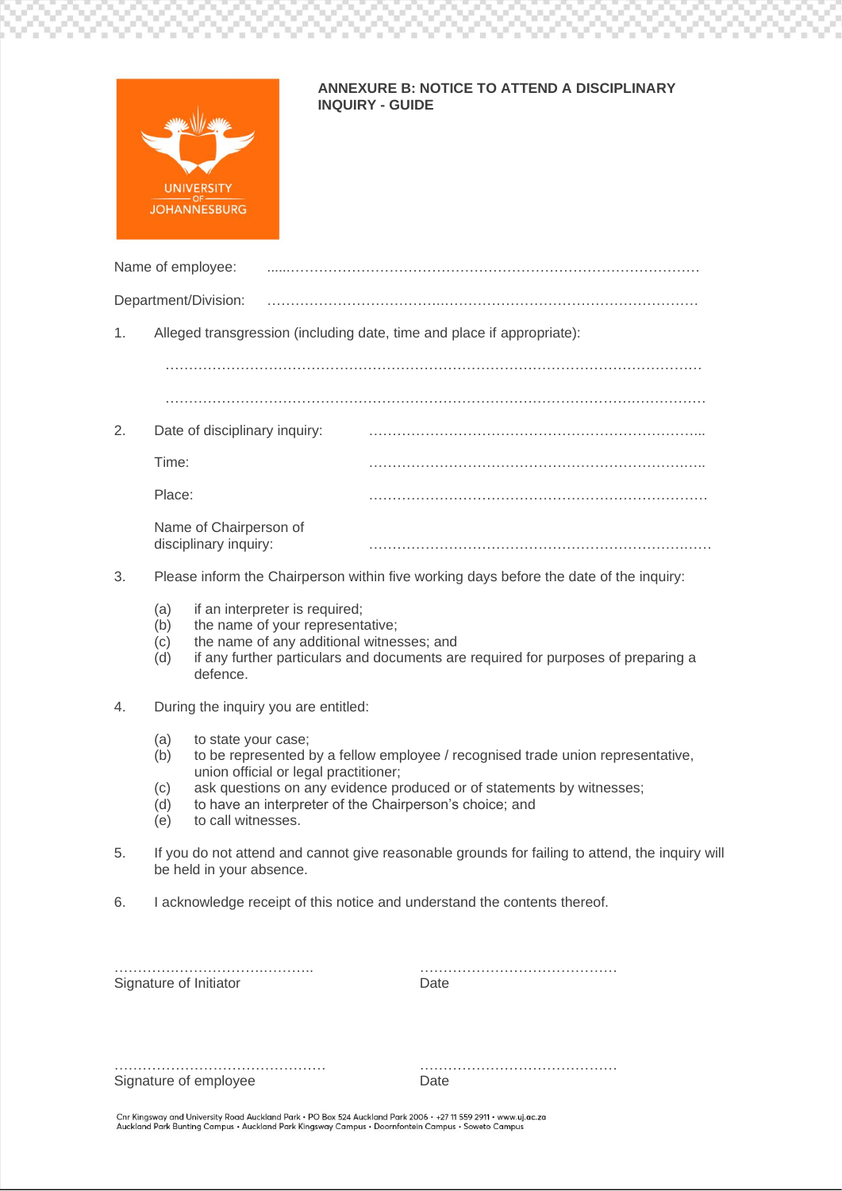## ANNEXURE B: NOTICE TO ATTEND A DISCIPLINARY INQUIRY - GUIDE

Name of employee: ............................................................................................

Department/Division: ............................................................................................

1. Alleged transgression (including date, time and place if appropriate):

   ............................................................................................................

   ............................................................................................................

2. Date of disciplinary inquiry: ..................................................................

   Time: ..................................................................

   Place: ..................................................................

   Name of Chairperson of disciplinary inquiry: ..................................................................

3. Please inform the Chairperson within five working days before the date of the inquiry:

   (a) if an interpreter is required;
   (b) the name of your representative;
   (c) the name of any additional witnesses; and
   (d) if any further particulars and documents are required for purposes of preparing a defence.

4. During the inquiry you are entitled:

   (a) to state your case;
   (b) to be represented by a fellow employee / recognised trade union representative, union official or legal practitioner;
   (c) ask questions on any evidence produced or of statements by witnesses;
   (d) to have an interpreter of the Chairperson's choice; and
   (e) to call witnesses.

5. If you do not attend and cannot give reasonable grounds for failing to attend, the inquiry will be held in your absence.

6. I acknowledge receipt of this notice and understand the contents thereof.

............................................ ............................................
Signature of Initiator Date

............................................ ............................................
Signature of employee Date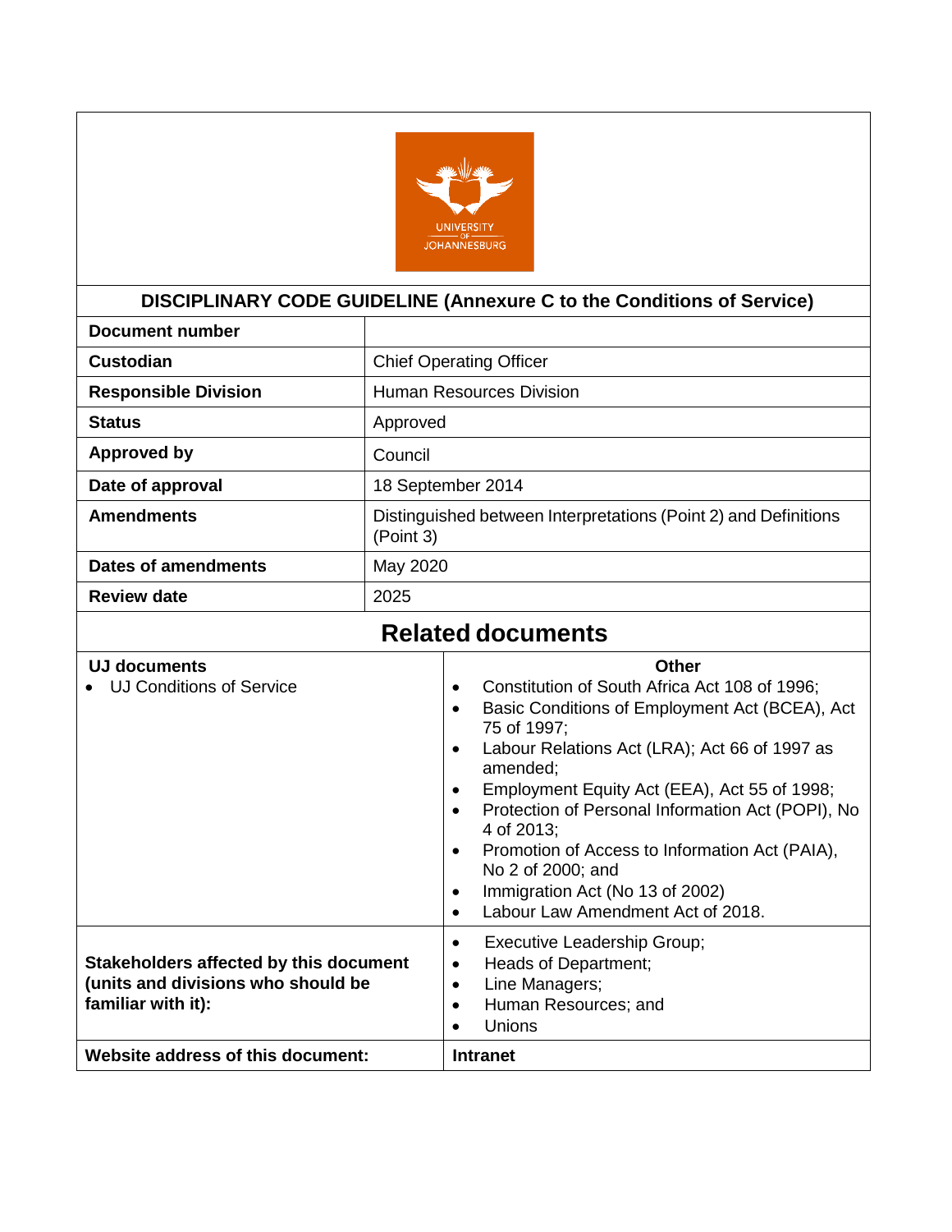| DISCIPLINARY CODE GUIDELINE (Annexure C to the Conditions of Service) | |
|---|---|
| **Document number** | |
| **Custodian** | Chief Operating Officer |
| **Responsible Division** | Human Resources Division |
| **Status** | Approved |
| **Approved by** | Council |
| **Date of approval** | 18 September 2014 |
| **Amendments** | Distinguished between Interpretations (Point 2) and Definitions (Point 3) |
| **Dates of amendments** | May 2020 |
| **Review date** | 2025 |

## Related documents

| **UJ documents** | **Other** |
|---|---|
| • UJ Conditions of Service | • Constitution of South Africa Act 108 of 1996;<br>• Basic Conditions of Employment Act (BCEA), Act 75 of 1997;<br>• Labour Relations Act (LRA); Act 66 of 1997 as amended;<br>• Employment Equity Act (EEA), Act 55 of 1998;<br>• Protection of Personal Information Act (POPI), No 4 of 2013;<br>• Promotion of Access to Information Act (PAIA), No 2 of 2000; and<br>• Immigration Act (No 13 of 2002)<br>• Labour Law Amendment Act of 2018. |
| **Stakeholders affected by this document (units and divisions who should be familiar with it):** | • Executive Leadership Group;<br>• Heads of Department;<br>• Line Managers;<br>• Human Resources; and<br>• Unions |
| **Website address of this document:** | **Intranet** |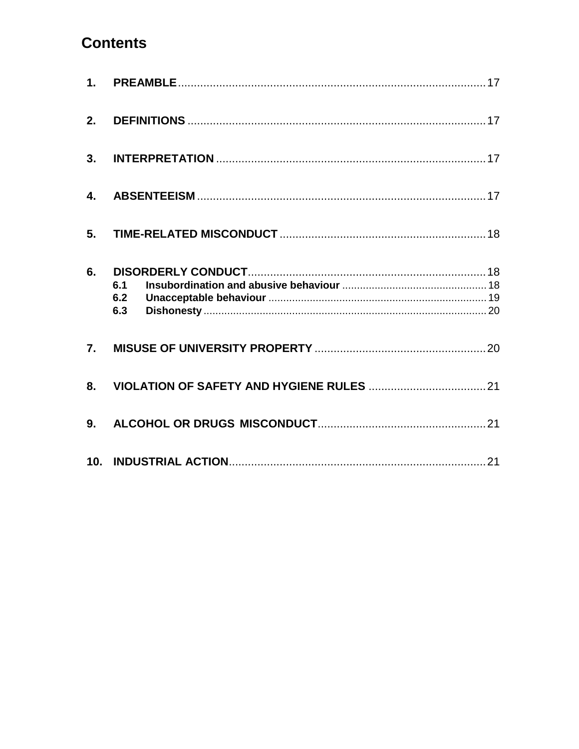# Contents

**1. PREAMBLE** .................................................................................................. 17

**2. DEFINITIONS** .............................................................................................. 17

**3. INTERPRETATION** ..................................................................................... 17

**4. ABSENTEEISM** ........................................................................................... 17

**5. TIME-RELATED MISCONDUCT** ................................................................. 18

**6. DISORDERLY CONDUCT** ........................................................................... 18

- **6.1 Insubordination and abusive behaviour** ................................................ 18
- **6.2 Unacceptable behaviour** ......................................................................... 19
- **6.3 Dishonesty** ............................................................................................... 20

**7. MISUSE OF UNIVERSITY PROPERTY** ...................................................... 20

**8. VIOLATION OF SAFETY AND HYGIENE RULES** ..................................... 21

**9. ALCOHOL OR DRUGS MISCONDUCT** ...................................................... 21

**10. INDUSTRIAL ACTION** ................................................................................ 21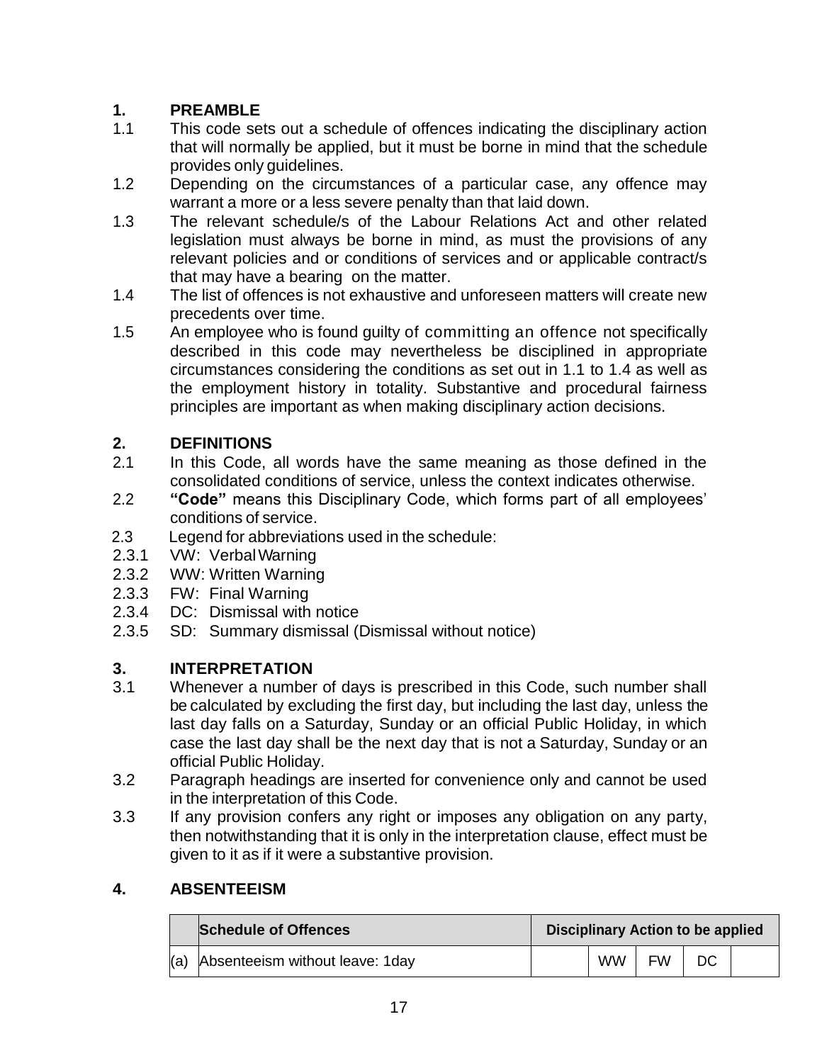## 1. PREAMBLE

1.1 This code sets out a schedule of offences indicating the disciplinary action that will normally be applied, but it must be borne in mind that the schedule provides only guidelines.

1.2 Depending on the circumstances of a particular case, any offence may warrant a more or a less severe penalty than that laid down.

1.3 The relevant schedule/s of the Labour Relations Act and other related legislation must always be borne in mind, as must the provisions of any relevant policies and or conditions of services and or applicable contract/s that may have a bearing on the matter.

1.4 The list of offences is not exhaustive and unforeseen matters will create new precedents over time.

1.5 An employee who is found guilty of committing an offence not specifically described in this code may nevertheless be disciplined in appropriate circumstances considering the conditions as set out in 1.1 to 1.4 as well as the employment history in totality. Substantive and procedural fairness principles are important as when making disciplinary action decisions.

## 2. DEFINITIONS

2.1 In this Code, all words have the same meaning as those defined in the consolidated conditions of service, unless the context indicates otherwise.

2.2 **"Code"** means this Disciplinary Code, which forms part of all employees' conditions of service.

2.3 Legend for abbreviations used in the schedule:

2.3.1 VW: Verbal Warning

2.3.2 WW: Written Warning

2.3.3 FW: Final Warning

2.3.4 DC: Dismissal with notice

2.3.5 SD: Summary dismissal (Dismissal without notice)

## 3. INTERPRETATION

3.1 Whenever a number of days is prescribed in this Code, such number shall be calculated by excluding the first day, but including the last day, unless the last day falls on a Saturday, Sunday or an official Public Holiday, in which case the last day shall be the next day that is not a Saturday, Sunday or an official Public Holiday.

3.2 Paragraph headings are inserted for convenience only and cannot be used in the interpretation of this Code.

3.3 If any provision confers any right or imposes any obligation on any party, then notwithstanding that it is only in the interpretation clause, effect must be given to it as if it were a substantive provision.

## 4. ABSENTEEISM

| | **Schedule of Offences** | **Disciplinary Action to be applied** | | | | |
|---|---|---|---|---|---|---|
| (a) | Absenteeism without leave: 1day | | WW | FW | DC | |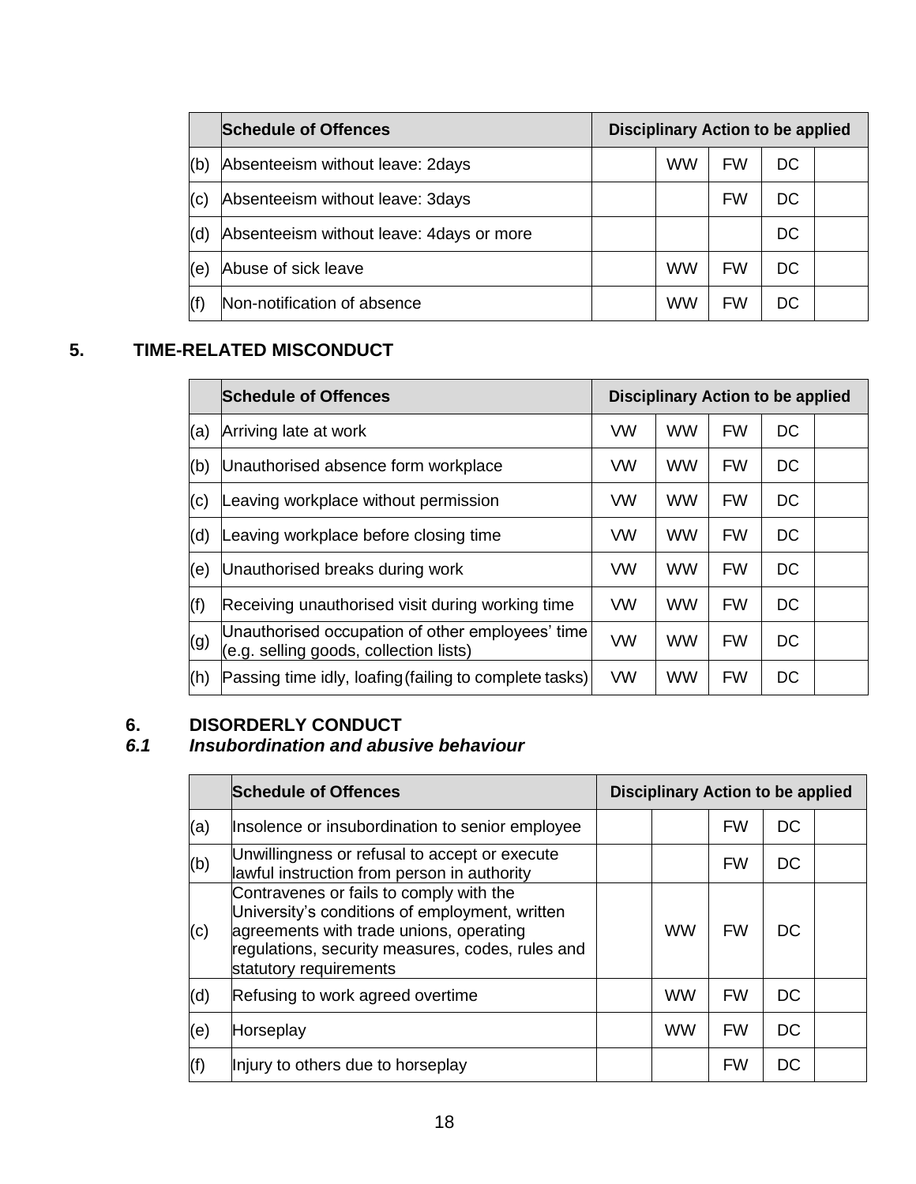| | Schedule of Offences | Disciplinary Action to be applied | | | | |
|---|---|---|---|---|---|---|
| (b) | Absenteeism without leave: 2days | | WW | FW | DC | |
| (c) | Absenteeism without leave: 3days | | | FW | DC | |
| (d) | Absenteeism without leave: 4days or more | | | | DC | |
| (e) | Abuse of sick leave | | WW | FW | DC | |
| (f) | Non-notification of absence | | WW | FW | DC | |

## 5. TIME-RELATED MISCONDUCT

| | Schedule of Offences | Disciplinary Action to be applied | | | | |
|---|---|---|---|---|---|---|
| (a) | Arriving late at work | VW | WW | FW | DC | |
| (b) | Unauthorised absence form workplace | VW | WW | FW | DC | |
| (c) | Leaving workplace without permission | VW | WW | FW | DC | |
| (d) | Leaving workplace before closing time | VW | WW | FW | DC | |
| (e) | Unauthorised breaks during work | VW | WW | FW | DC | |
| (f) | Receiving unauthorised visit during working time | VW | WW | FW | DC | |
| (g) | Unauthorised occupation of other employees' time (e.g. selling goods, collection lists) | VW | WW | FW | DC | |
| (h) | Passing time idly, loafing (failing to complete tasks) | VW | WW | FW | DC | |

## 6. DISORDERLY CONDUCT

### *6.1 Insubordination and abusive behaviour*

| | Schedule of Offences | Disciplinary Action to be applied | | | | |
|---|---|---|---|---|---|---|
| (a) | Insolence or insubordination to senior employee | | | FW | DC | |
| (b) | Unwillingness or refusal to accept or execute lawful instruction from person in authority | | | FW | DC | |
| (c) | Contravenes or fails to comply with the University's conditions of employment, written agreements with trade unions, operating regulations, security measures, codes, rules and statutory requirements | | WW | FW | DC | |
| (d) | Refusing to work agreed overtime | | WW | FW | DC | |
| (e) | Horseplay | | WW | FW | DC | |
| (f) | Injury to others due to horseplay | | | FW | DC | |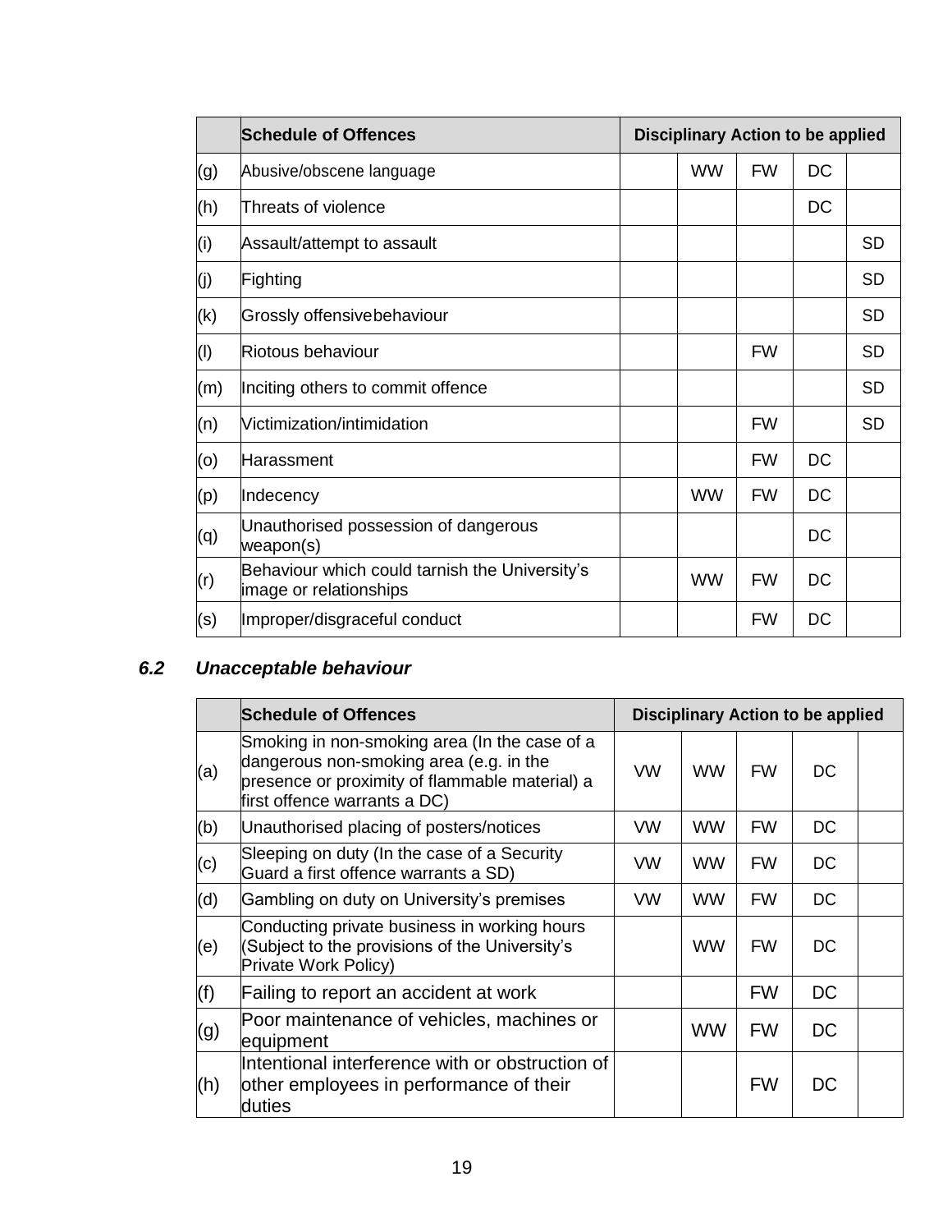| | Schedule of Offences | Disciplinary Action to be applied | | | | |
|---|---|---|---|---|---|---|
| (g) | Abusive/obscene language | | WW | FW | DC | |
| (h) | Threats of violence | | | | DC | |
| (i) | Assault/attempt to assault | | | | | SD |
| (j) | Fighting | | | | | SD |
| (k) | Grossly offensivebehaviour | | | | | SD |
| (l) | Riotous behaviour | | | FW | | SD |
| (m) | Inciting others to commit offence | | | | | SD |
| (n) | Victimization/intimidation | | | FW | | SD |
| (o) | Harassment | | | FW | DC | |
| (p) | Indecency | | WW | FW | DC | |
| (q) | Unauthorised possession of dangerous weapon(s) | | | | DC | |
| (r) | Behaviour which could tarnish the University's image or relationships | | WW | FW | DC | |
| (s) | Improper/disgraceful conduct | | | FW | DC | |

### *6.2 Unacceptable behaviour*

| | Schedule of Offences | Disciplinary Action to be applied | | | | |
|---|---|---|---|---|---|---|
| (a) | Smoking in non-smoking area (In the case of a dangerous non-smoking area (e.g. in the presence or proximity of flammable material) a first offence warrants a DC) | VW | WW | FW | DC | |
| (b) | Unauthorised placing of posters/notices | VW | WW | FW | DC | |
| (c) | Sleeping on duty (In the case of a Security Guard a first offence warrants a SD) | VW | WW | FW | DC | |
| (d) | Gambling on duty on University's premises | VW | WW | FW | DC | |
| (e) | Conducting private business in working hours (Subject to the provisions of the University's Private Work Policy) | | WW | FW | DC | |
| (f) | Failing to report an accident at work | | | FW | DC | |
| (g) | Poor maintenance of vehicles, machines or equipment | | WW | FW | DC | |
| (h) | Intentional interference with or obstruction of other employees in performance of their duties | | | FW | DC | |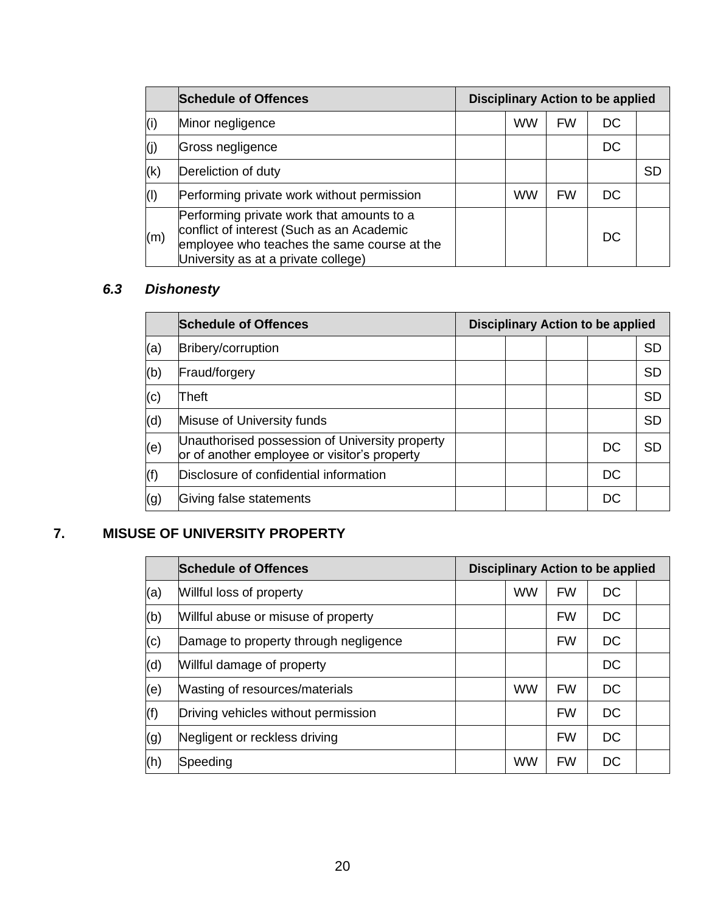| | Schedule of Offences | Disciplinary Action to be applied | | | | |
|---|---|---|---|---|---|---|
| (i) | Minor negligence | | WW | FW | DC | |
| (j) | Gross negligence | | | | DC | |
| (k) | Dereliction of duty | | | | | SD |
| (l) | Performing private work without permission | | WW | FW | DC | |
| (m) | Performing private work that amounts to a conflict of interest (Such as an Academic employee who teaches the same course at the University as at a private college) | | | | DC | |

### *6.3 Dishonesty*

| | Schedule of Offences | Disciplinary Action to be applied | | | | |
|---|---|---|---|---|---|---|
| (a) | Bribery/corruption | | | | | SD |
| (b) | Fraud/forgery | | | | | SD |
| (c) | Theft | | | | | SD |
| (d) | Misuse of University funds | | | | | SD |
| (e) | Unauthorised possession of University property or of another employee or visitor's property | | | | DC | SD |
| (f) | Disclosure of confidential information | | | | DC | |
| (g) | Giving false statements | | | | DC | |

## 7. MISUSE OF UNIVERSITY PROPERTY

| | Schedule of Offences | Disciplinary Action to be applied | | | | |
|---|---|---|---|---|---|---|
| (a) | Willful loss of property | | WW | FW | DC | |
| (b) | Willful abuse or misuse of property | | | FW | DC | |
| (c) | Damage to property through negligence | | | FW | DC | |
| (d) | Willful damage of property | | | | DC | |
| (e) | Wasting of resources/materials | | WW | FW | DC | |
| (f) | Driving vehicles without permission | | | FW | DC | |
| (g) | Negligent or reckless driving | | | FW | DC | |
| (h) | Speeding | | WW | FW | DC | |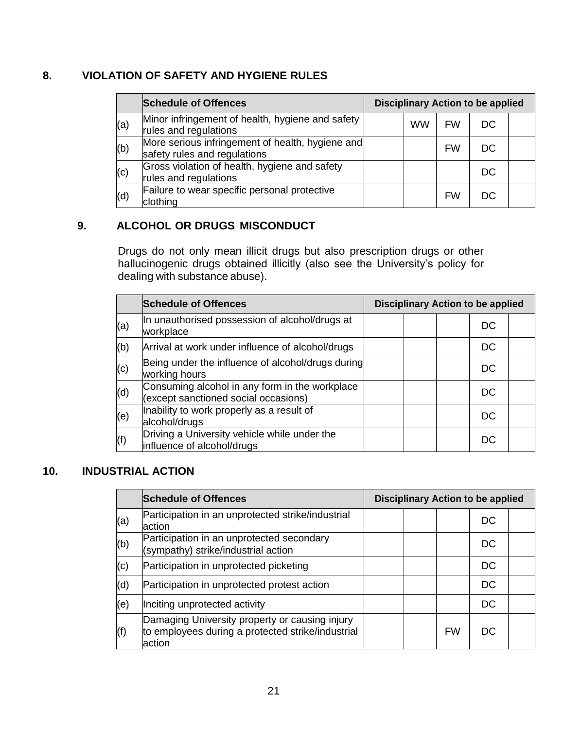## 8. VIOLATION OF SAFETY AND HYGIENE RULES

| | Schedule of Offences | Disciplinary Action to be applied | | | | |
|---|---|---|---|---|---|---|
| (a) | Minor infringement of health, hygiene and safety rules and regulations | | WW | FW | DC | |
| (b) | More serious infringement of health, hygiene and safety rules and regulations | | | FW | DC | |
| (c) | Gross violation of health, hygiene and safety rules and regulations | | | | DC | |
| (d) | Failure to wear specific personal protective clothing | | | FW | DC | |

## 9. ALCOHOL OR DRUGS MISCONDUCT

Drugs do not only mean illicit drugs but also prescription drugs or other hallucinogenic drugs obtained illicitly (also see the University's policy for dealing with substance abuse).

| | Schedule of Offences | Disciplinary Action to be applied | | | | |
|---|---|---|---|---|---|---|
| (a) | In unauthorised possession of alcohol/drugs at workplace | | | | DC | |
| (b) | Arrival at work under influence of alcohol/drugs | | | | DC | |
| (c) | Being under the influence of alcohol/drugs during working hours | | | | DC | |
| (d) | Consuming alcohol in any form in the workplace (except sanctioned social occasions) | | | | DC | |
| (e) | Inability to work properly as a result of alcohol/drugs | | | | DC | |
| (f) | Driving a University vehicle while under the influence of alcohol/drugs | | | | DC | |

## 10. INDUSTRIAL ACTION

| | Schedule of Offences | Disciplinary Action to be applied | | | | |
|---|---|---|---|---|---|---|
| (a) | Participation in an unprotected strike/industrial action | | | | DC | |
| (b) | Participation in an unprotected secondary (sympathy) strike/industrial action | | | | DC | |
| (c) | Participation in unprotected picketing | | | | DC | |
| (d) | Participation in unprotected protest action | | | | DC | |
| (e) | Inciting unprotected activity | | | | DC | |
| (f) | Damaging University property or causing injury to employees during a protected strike/industrial action | | | FW | DC | |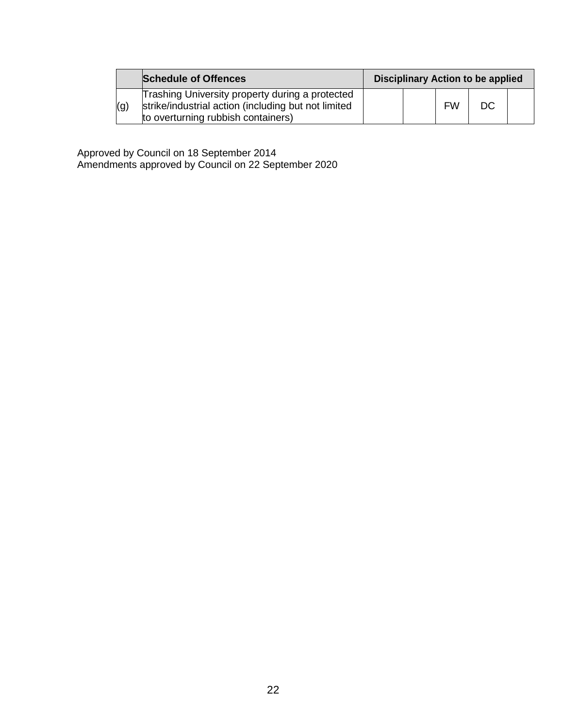| | Schedule of Offences | Disciplinary Action to be applied | | | | |
|---|---|---|---|---|---|---|
| (g) | Trashing University property during a protected strike/industrial action (including but not limited to overturning rubbish containers) | | | FW | DC | |

Approved by Council on 18 September 2014
Amendments approved by Council on 22 September 2020